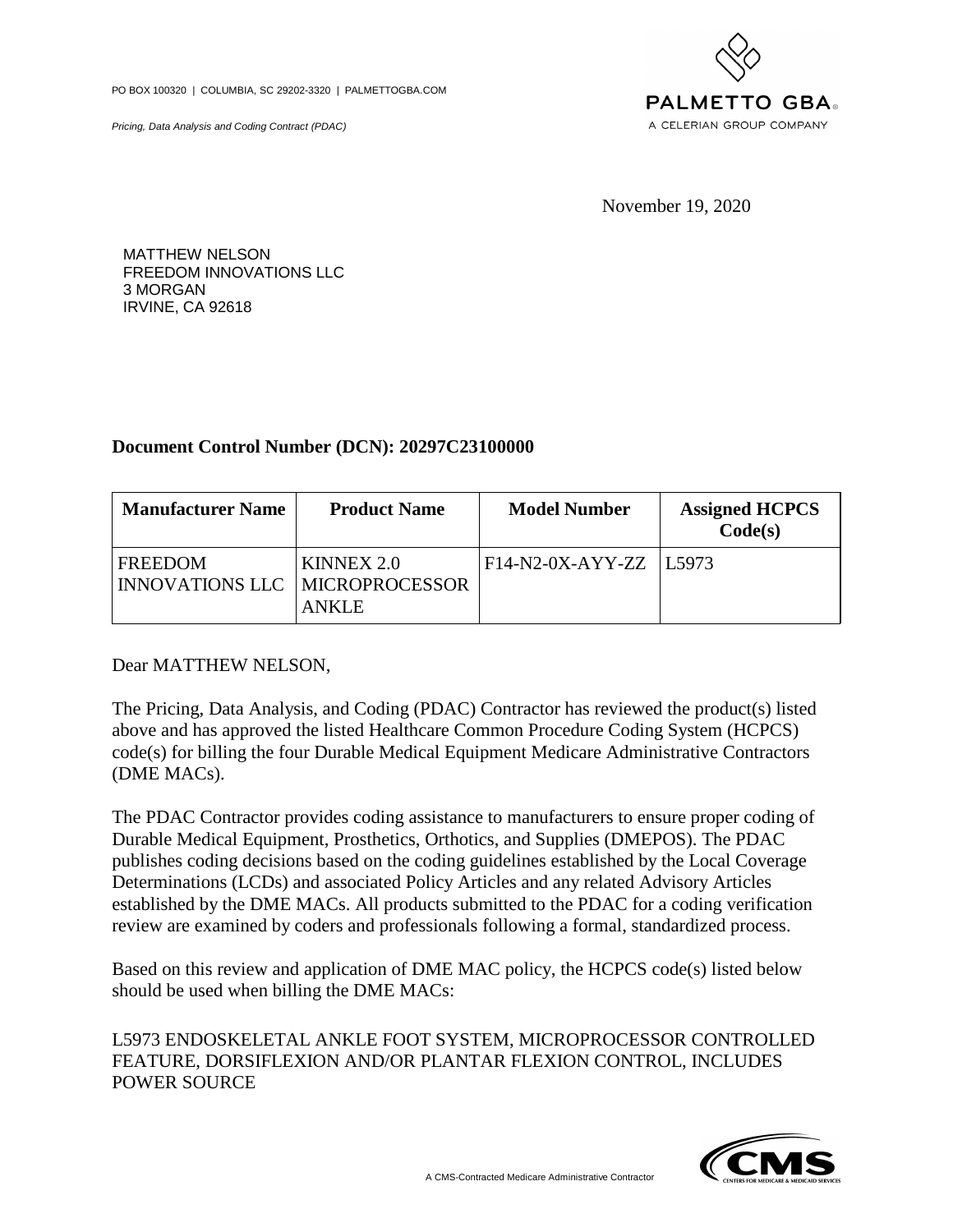PO BOX 100320 | COLUMBIA, SC 29202-3320 | PALMETTOGBA.COM

*Pricing, Data Analysis and Coding Contract (PDAC)*

PALMETTO GBA
A CELERIAN GROUP COMPANY

November 19, 2020

MATTHEW NELSON
FREEDOM INNOVATIONS LLC
3 MORGAN
IRVINE, CA 92618

**Document Control Number (DCN): 20297C23100000**

| Manufacturer Name | Product Name | Model Number | Assigned HCPCS Code(s) |
|---|---|---|---|
| FREEDOM INNOVATIONS LLC | KINNEX 2.0 MICROPROCESSOR ANKLE | F14-N2-0X-AYY-ZZ | L5973 |

Dear MATTHEW NELSON,

The Pricing, Data Analysis, and Coding (PDAC) Contractor has reviewed the product(s) listed above and has approved the listed Healthcare Common Procedure Coding System (HCPCS) code(s) for billing the four Durable Medical Equipment Medicare Administrative Contractors (DME MACs).

The PDAC Contractor provides coding assistance to manufacturers to ensure proper coding of Durable Medical Equipment, Prosthetics, Orthotics, and Supplies (DMEPOS). The PDAC publishes coding decisions based on the coding guidelines established by the Local Coverage Determinations (LCDs) and associated Policy Articles and any related Advisory Articles established by the DME MACs. All products submitted to the PDAC for a coding verification review are examined by coders and professionals following a formal, standardized process.

Based on this review and application of DME MAC policy, the HCPCS code(s) listed below should be used when billing the DME MACs:

L5973 ENDOSKELETAL ANKLE FOOT SYSTEM, MICROPROCESSOR CONTROLLED FEATURE, DORSIFLEXION AND/OR PLANTAR FLEXION CONTROL, INCLUDES POWER SOURCE

A CMS-Contracted Medicare Administrative Contractor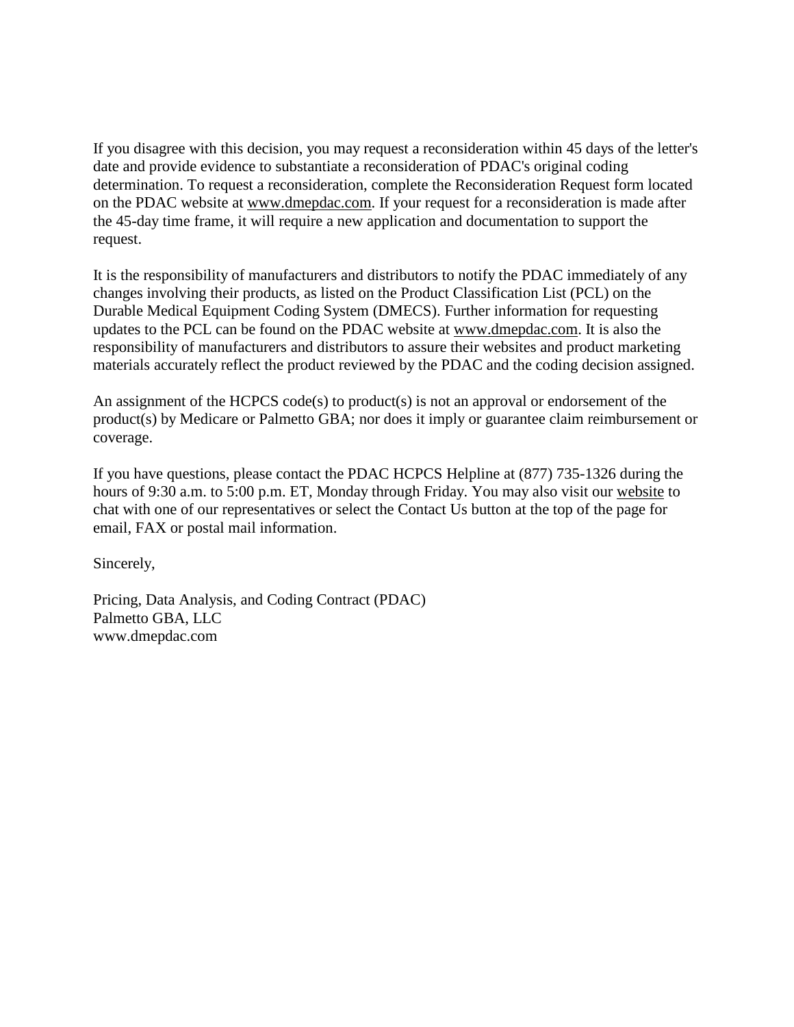If you disagree with this decision, you may request a reconsideration within 45 days of the letter's date and provide evidence to substantiate a reconsideration of PDAC's original coding determination. To request a reconsideration, complete the Reconsideration Request form located on the PDAC website at www.dmepdac.com. If your request for a reconsideration is made after the 45-day time frame, it will require a new application and documentation to support the request.

It is the responsibility of manufacturers and distributors to notify the PDAC immediately of any changes involving their products, as listed on the Product Classification List (PCL) on the Durable Medical Equipment Coding System (DMECS). Further information for requesting updates to the PCL can be found on the PDAC website at www.dmepdac.com. It is also the responsibility of manufacturers and distributors to assure their websites and product marketing materials accurately reflect the product reviewed by the PDAC and the coding decision assigned.

An assignment of the HCPCS code(s) to product(s) is not an approval or endorsement of the product(s) by Medicare or Palmetto GBA; nor does it imply or guarantee claim reimbursement or coverage.

If you have questions, please contact the PDAC HCPCS Helpline at (877) 735-1326 during the hours of 9:30 a.m. to 5:00 p.m. ET, Monday through Friday. You may also visit our website to chat with one of our representatives or select the Contact Us button at the top of the page for email, FAX or postal mail information.

Sincerely,

Pricing, Data Analysis, and Coding Contract (PDAC)
Palmetto GBA, LLC
www.dmepdac.com